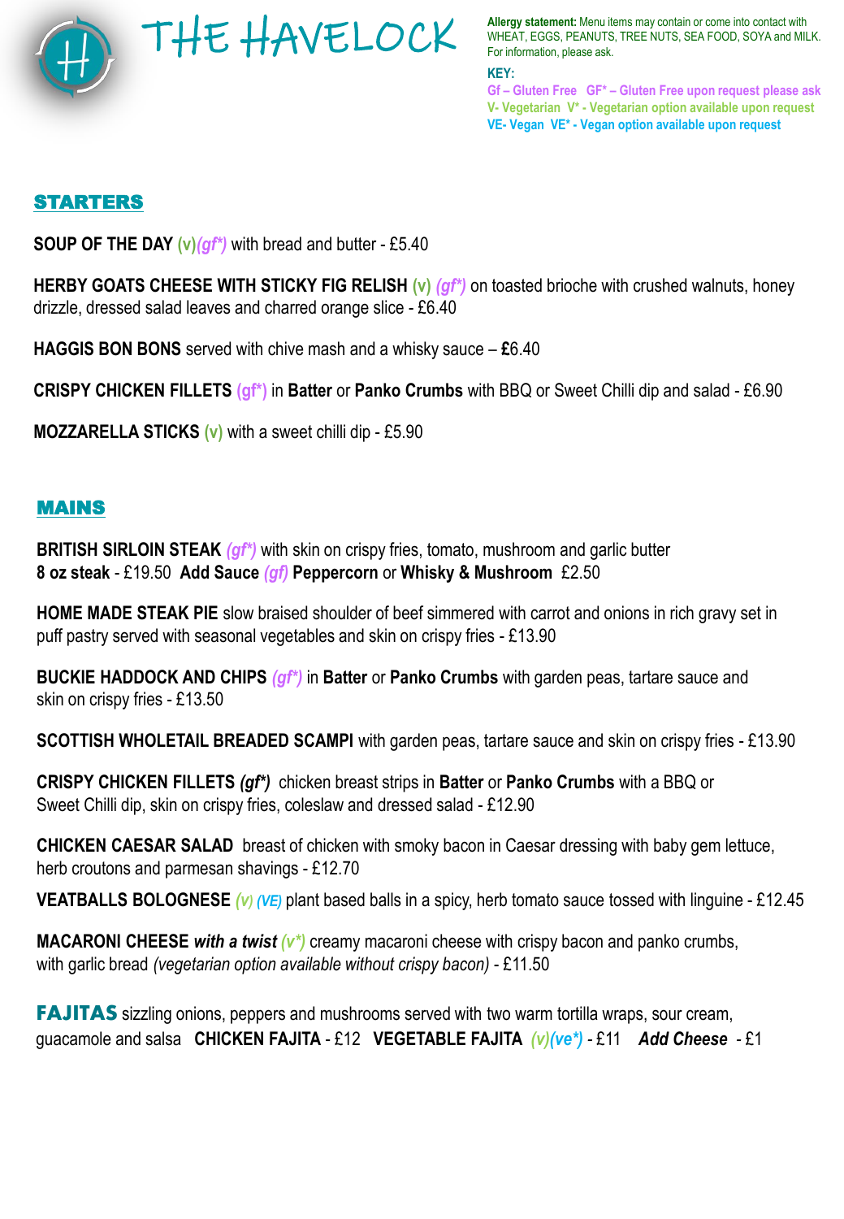# THE HAVELOCK

**Allergy statement:** Menu items may contain or come into contact with WHEAT, EGGS, PEANUTS, TREE NUTS, SEA FOOD, SOYA and MILK. For information, please ask.

**KEY:**

Gf – Gluten Free   GF* – Gluten Free upon request please ask

V- Vegetarian   V* - Vegetarian option available upon request

VE- Vegan   VE* - Vegan option available upon request

## STARTERS

**SOUP OF THE DAY** (v)*(gf*)* with bread and butter - £5.40

**HERBY GOATS CHEESE WITH STICKY FIG RELISH** (v) *(gf*)* on toasted brioche with crushed walnuts, honey drizzle, dressed salad leaves and charred orange slice - £6.40

**HAGGIS BON BONS** served with chive mash and a whisky sauce – **£**6.40

**CRISPY CHICKEN FILLETS** (gf*) in **Batter** or **Panko Crumbs** with BBQ or Sweet Chilli dip and salad - £6.90

**MOZZARELLA STICKS** (v) with a sweet chilli dip - £5.90

## MAINS

**BRITISH SIRLOIN STEAK** *(gf*)* with skin on crispy fries, tomato, mushroom and garlic butter
**8 oz steak** - £19.50  **Add Sauce** *(gf)* **Peppercorn** or **Whisky & Mushroom**  £2.50

**HOME MADE STEAK PIE** slow braised shoulder of beef simmered with carrot and onions in rich gravy set in puff pastry served with seasonal vegetables and skin on crispy fries - £13.90

**BUCKIE HADDOCK AND CHIPS** *(gf*)* in **Batter** or **Panko Crumbs** with garden peas, tartare sauce and skin on crispy fries - £13.50

**SCOTTISH WHOLETAIL BREADED SCAMPI** with garden peas, tartare sauce and skin on crispy fries - £13.90

**CRISPY CHICKEN FILLETS** ***(gf*)*** chicken breast strips in **Batter** or **Panko Crumbs** with a BBQ or Sweet Chilli dip, skin on crispy fries, coleslaw and dressed salad - £12.90

**CHICKEN CAESAR SALAD** breast of chicken with smoky bacon in Caesar dressing with baby gem lettuce, herb croutons and parmesan shavings - £12.70

**VEATBALLS BOLOGNESE** *(V) (VE)* plant based balls in a spicy, herb tomato sauce tossed with linguine - £12.45

**MACARONI CHEESE *with a twist*** *(v*)* creamy macaroni cheese with crispy bacon and panko crumbs, with garlic bread *(vegetarian option available without crispy bacon)* - £11.50

**FAJITAS** sizzling onions, peppers and mushrooms served with two warm tortilla wraps, sour cream, guacamole and salsa   **CHICKEN FAJITA** - £12   **VEGETABLE FAJITA** *(v)(ve*)* - £11   ***Add Cheese*** - £1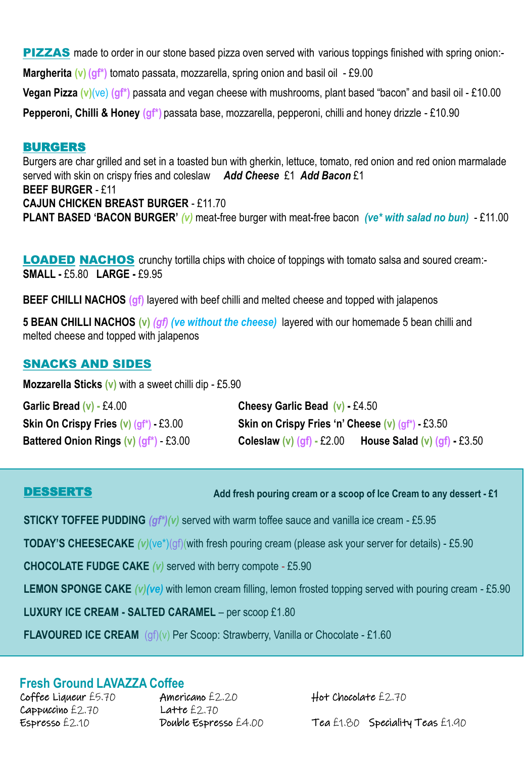## PIZZAS

made to order in our stone based pizza oven served with various toppings finished with spring onion:-

**Margherita** (v) (gf*) tomato passata, mozzarella, spring onion and basil oil - £9.00

**Vegan Pizza** (v)(ve) (gf*) passata and vegan cheese with mushrooms, plant based "bacon" and basil oil - £10.00

**Pepperoni, Chilli & Honey** (gf*) passata base, mozzarella, pepperoni, chilli and honey drizzle - £10.90

## BURGERS

Burgers are char grilled and set in a toasted bun with gherkin, lettuce, tomato, red onion and red onion marmalade served with skin on crispy fries and coleslaw ***Add Cheese*** £1 ***Add Bacon*** £1

**BEEF BURGER** - £11

**CAJUN CHICKEN BREAST BURGER** - £11.70

**PLANT BASED 'BACON BURGER'** *(v)* meat-free burger with meat-free bacon ***(ve\* with salad no bun)*** - £11.00

## LOADED NACHOS

crunchy tortilla chips with choice of toppings with tomato salsa and soured cream:-

**SMALL -** £5.80 **LARGE -** £9.95

**BEEF CHILLI NACHOS** (gf) layered with beef chilli and melted cheese and topped with jalapenos

**5 BEAN CHILLI NACHOS** (v) *(gf) (ve without the cheese)* layered with our homemade 5 bean chilli and melted cheese and topped with jalapenos

## SNACKS AND SIDES

**Mozzarella Sticks** (v) with a sweet chilli dip - £5.90

**Garlic Bread** (v) - £4.00

**Skin On Crispy Fries** (v) (gf*) - £3.00

**Battered Onion Rings** (v) (gf*) - £3.00

**Cheesy Garlic Bead** (v) - £4.50

**Skin on Crispy Fries 'n' Cheese** (v) (gf*) - £3.50

**Coleslaw** (v) (gf) - £2.00

**House Salad** (v) (gf) - £3.50

## DESSERTS

**Add fresh pouring cream or a scoop of Ice Cream to any dessert - £1**

**STICKY TOFFEE PUDDING** *(gf\*)(v)* served with warm toffee sauce and vanilla ice cream - £5.95

**TODAY'S CHEESECAKE** *(v)*(ve*)(gf)(with fresh pouring cream (please ask your server for details) - £5.90

**CHOCOLATE FUDGE CAKE** *(v)* served with berry compote - £5.90

**LEMON SPONGE CAKE** *(v)(ve)* with lemon cream filling, lemon frosted topping served with pouring cream - £5.90

**LUXURY ICE CREAM - SALTED CARAMEL** – per scoop £1.80

**FLAVOURED ICE CREAM** (gf)(v) Per Scoop: Strawberry, Vanilla or Chocolate - £1.60

## Fresh Ground LAVAZZA Coffee

Coffee Liqueur £5.70
Cappuccino £2.70
Espresso £2.10
Americano £2.20
Latte £2.70
Double Espresso £4.00
Hot Chocolate £2.70
Tea £1.80 Speciality Teas £1.90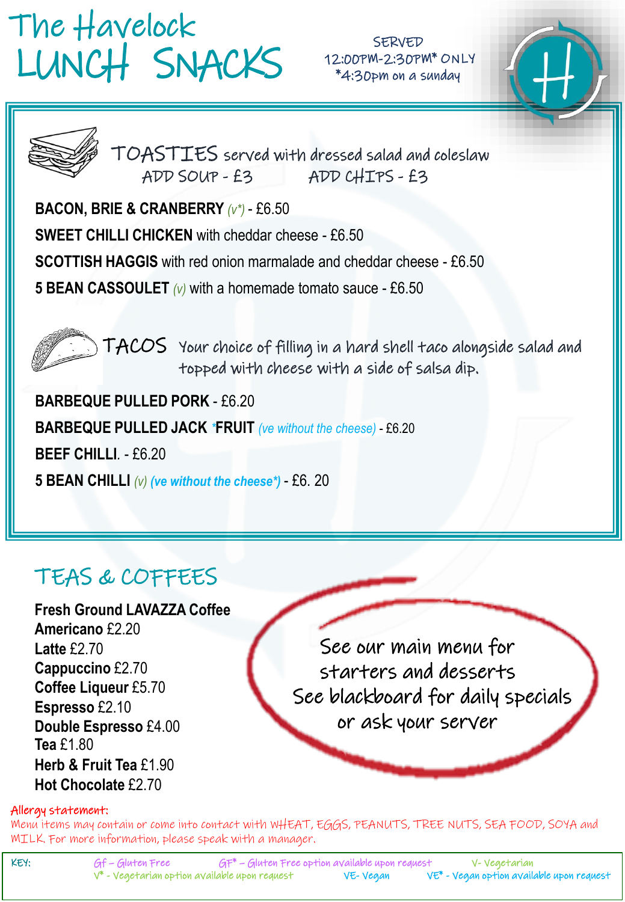# The Havelock LUNCH SNACKS

SERVED 12:00PM-2:30PM* ONLY
*4:30pm on a sunday

## TOASTIES served with dressed salad and coleslaw

ADD SOUP - £3 ADD CHIPS - £3

**BACON, BRIE & CRANBERRY** *(v*)* - £6.50

**SWEET CHILLI CHICKEN** with cheddar cheese - £6.50

**SCOTTISH HAGGIS** with red onion marmalade and cheddar cheese - £6.50

**5 BEAN CASSOULET** *(v)* with a homemade tomato sauce - £6.50

## TACOS

Your choice of filling in a hard shell taco alongside salad and topped with cheese with a side of salsa dip.

**BARBEQUE PULLED PORK** - £6.20

**BARBEQUE PULLED JACK *FRUIT** *(ve without the cheese)* - £6.20

**BEEF CHILLI**. - £6.20

**5 BEAN CHILLI** *(v)* ***(ve without the cheese*)*** - £6. 20

## TEAS & COFFEES

**Fresh Ground LAVAZZA Coffee**
**Americano** £2.20
**Latte** £2.70
**Cappuccino** £2.70
**Coffee Liqueur** £5.70
**Espresso** £2.10
**Double Espresso** £4.00
**Tea** £1.80
**Herb & Fruit Tea** £1.90
**Hot Chocolate** £2.70

See our main menu for starters and desserts
See blackboard for daily specials or ask your server

Allergy statement:
Menu items may contain or come into contact with WHEAT, EGGS, PEANUTS, TREE NUTS, SEA FOOD, SOYA and MILK. For more information, please speak with a manager.

KEY: Gf – Gluten Free GF* – Gluten Free option available upon request V- Vegetarian
V* - Vegetarian option available upon request VE- Vegan VE* - Vegan option available upon request